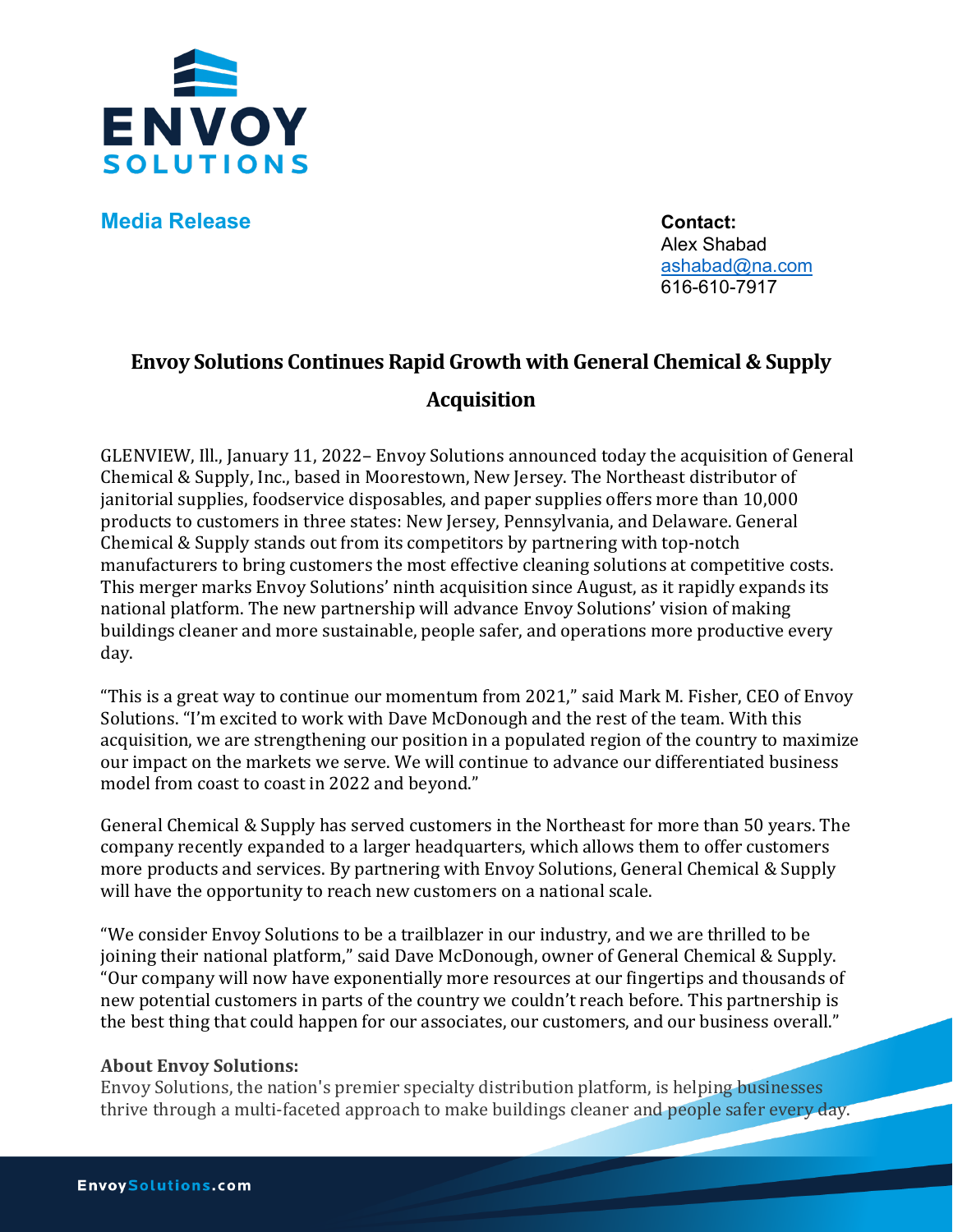ENVOY SOLUTIONS

**Media Release**

**Contact:**
Alex Shabad
ashabad@na.com
616-610-7917

# Envoy Solutions Continues Rapid Growth with General Chemical & Supply Acquisition

GLENVIEW, Ill., January 11, 2022– Envoy Solutions announced today the acquisition of General Chemical & Supply, Inc., based in Moorestown, New Jersey. The Northeast distributor of janitorial supplies, foodservice disposables, and paper supplies offers more than 10,000 products to customers in three states: New Jersey, Pennsylvania, and Delaware. General Chemical & Supply stands out from its competitors by partnering with top-notch manufacturers to bring customers the most effective cleaning solutions at competitive costs. This merger marks Envoy Solutions' ninth acquisition since August, as it rapidly expands its national platform. The new partnership will advance Envoy Solutions' vision of making buildings cleaner and more sustainable, people safer, and operations more productive every day.

"This is a great way to continue our momentum from 2021," said Mark M. Fisher, CEO of Envoy Solutions. "I'm excited to work with Dave McDonough and the rest of the team. With this acquisition, we are strengthening our position in a populated region of the country to maximize our impact on the markets we serve. We will continue to advance our differentiated business model from coast to coast in 2022 and beyond."

General Chemical & Supply has served customers in the Northeast for more than 50 years. The company recently expanded to a larger headquarters, which allows them to offer customers more products and services. By partnering with Envoy Solutions, General Chemical & Supply will have the opportunity to reach new customers on a national scale.

"We consider Envoy Solutions to be a trailblazer in our industry, and we are thrilled to be joining their national platform," said Dave McDonough, owner of General Chemical & Supply. "Our company will now have exponentially more resources at our fingertips and thousands of new potential customers in parts of the country we couldn't reach before. This partnership is the best thing that could happen for our associates, our customers, and our business overall."

**About Envoy Solutions:**

Envoy Solutions, the nation's premier specialty distribution platform, is helping businesses thrive through a multi-faceted approach to make buildings cleaner and people safer every day.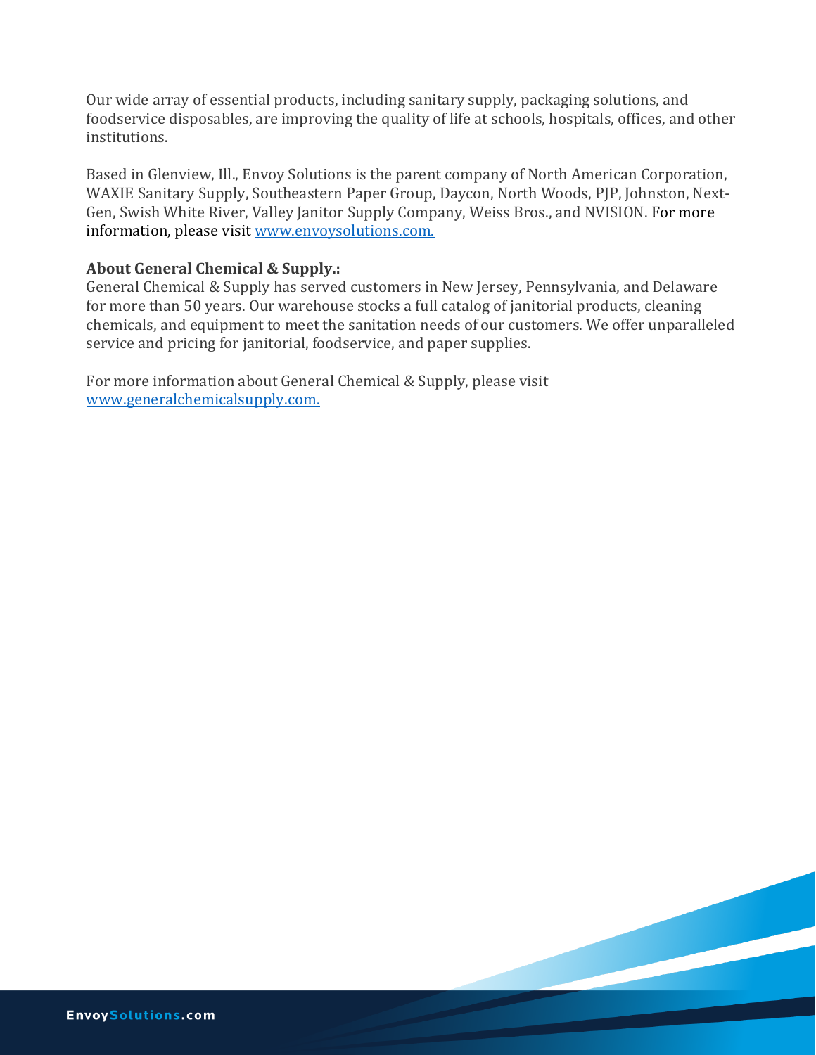Our wide array of essential products, including sanitary supply, packaging solutions, and foodservice disposables, are improving the quality of life at schools, hospitals, offices, and other institutions.

Based in Glenview, Ill., Envoy Solutions is the parent company of North American Corporation, WAXIE Sanitary Supply, Southeastern Paper Group, Daycon, North Woods, PJP, Johnston, Next-Gen, Swish White River, Valley Janitor Supply Company, Weiss Bros., and NVISION. For more information, please visit www.envoysolutions.com.

**About General Chemical & Supply.:**

General Chemical & Supply has served customers in New Jersey, Pennsylvania, and Delaware for more than 50 years. Our warehouse stocks a full catalog of janitorial products, cleaning chemicals, and equipment to meet the sanitation needs of our customers. We offer unparalleled service and pricing for janitorial, foodservice, and paper supplies.

For more information about General Chemical & Supply, please visit www.generalchemicalsupply.com.